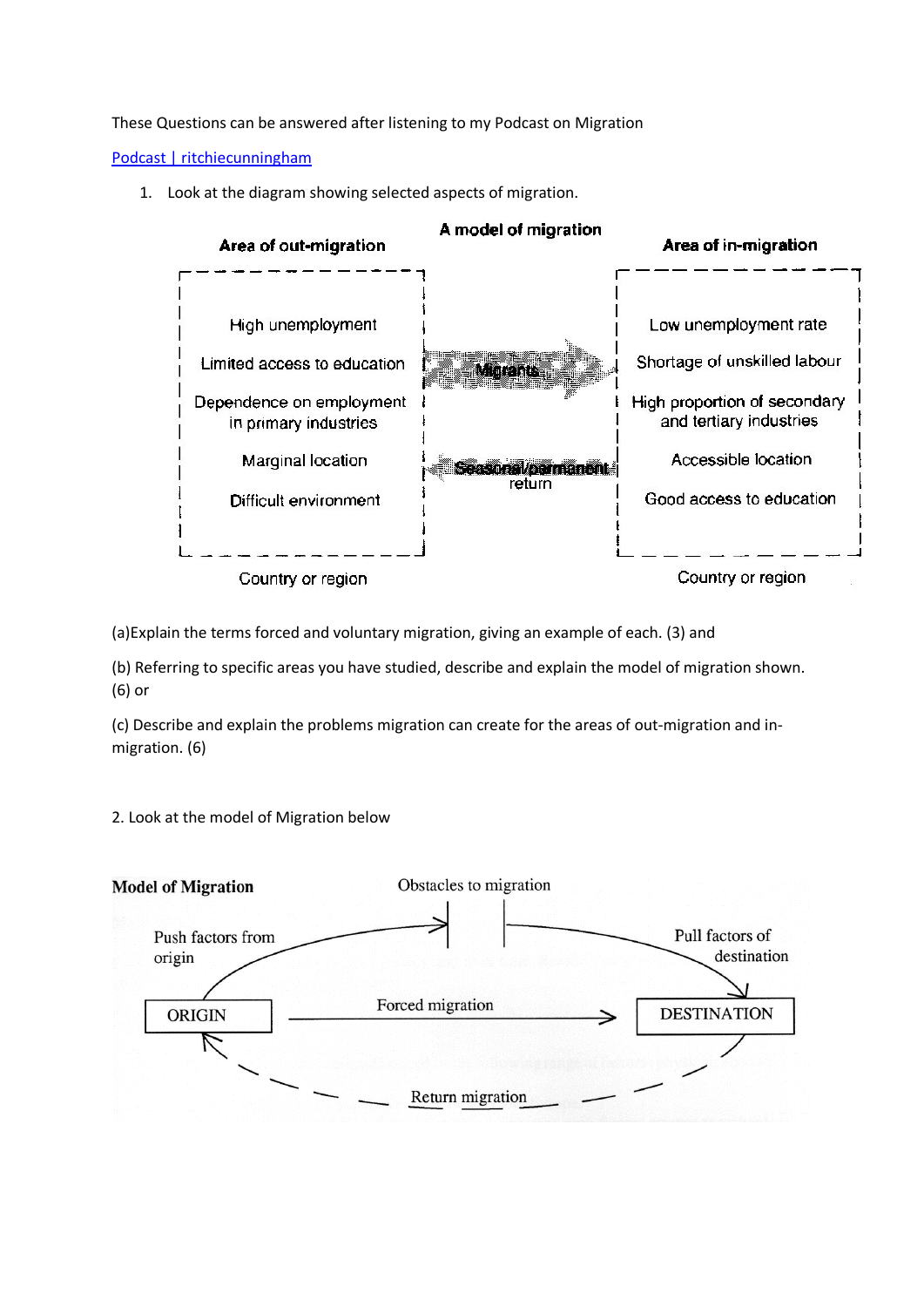These Questions can be answered after listening to my Podcast on Migration

[Podcast | ritchiecunningham]

1. Look at the diagram showing selected aspects of migration.

**A model of migration**

| Area of out-migration | | Area of in-migration |
|---|---|---|
| High unemployment | | Low unemployment rate |
| Limited access to education | Migrants → | Shortage of unskilled labour |
| Dependence on employment in primary industries | | High proportion of secondary and tertiary industries |
| Marginal location | ← Seasonal/permanent return | Accessible location |
| Difficult environment | | Good access to education |
| Country or region | | Country or region |

(a)Explain the terms forced and voluntary migration, giving an example of each. (3) and

(b) Referring to specific areas you have studied, describe and explain the model of migration shown. (6) or

(c) Describe and explain the problems migration can create for the areas of out-migration and in-migration. (6)

2. Look at the model of Migration below

**Model of Migration**

Obstacles to migration

Push factors from origin

Pull factors of destination

ORIGIN → Forced migration → DESTINATION

Return migration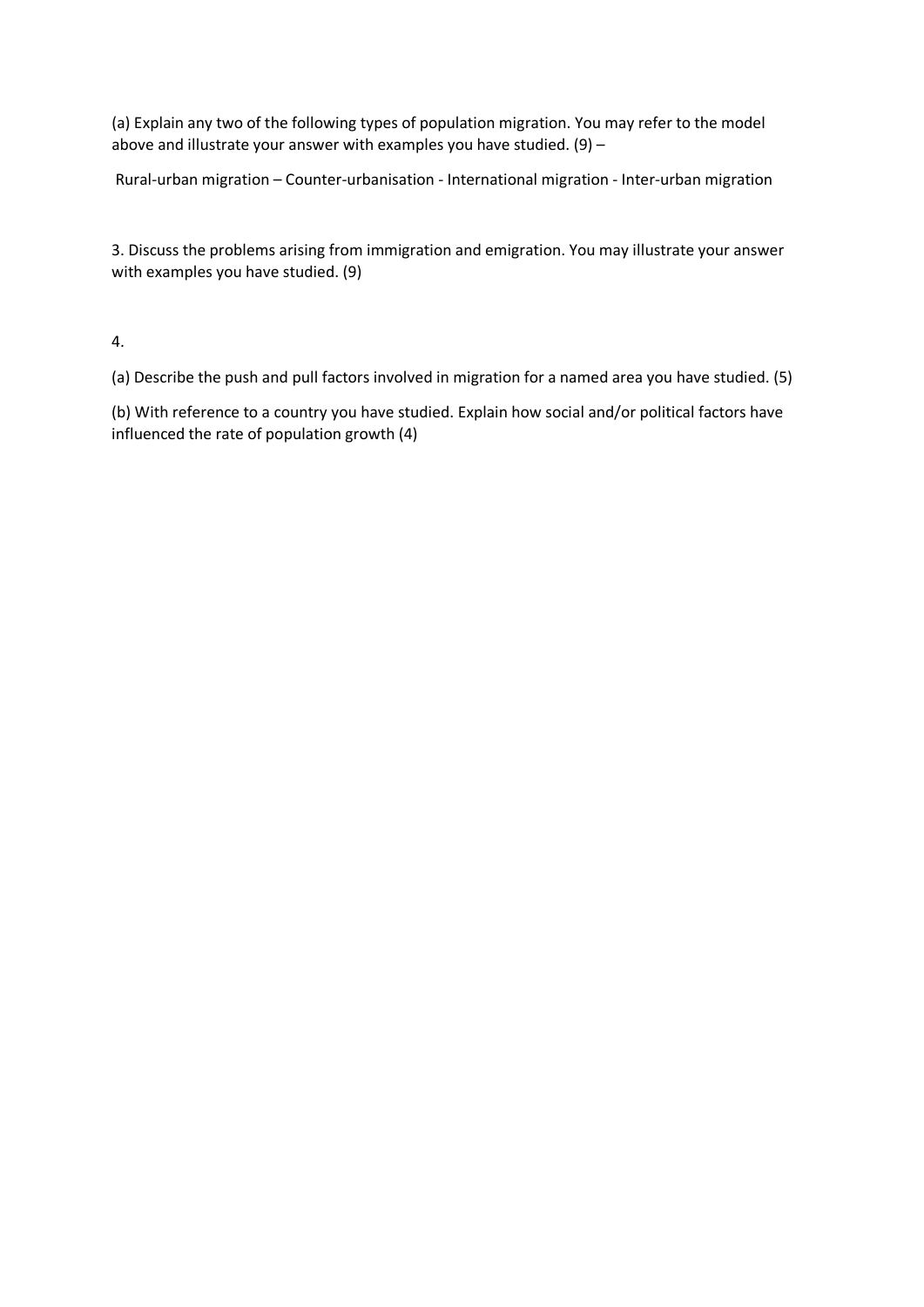(a) Explain any two of the following types of population migration. You may refer to the model above and illustrate your answer with examples you have studied. (9) –

Rural-urban migration – Counter-urbanisation - International migration - Inter-urban migration

3. Discuss the problems arising from immigration and emigration. You may illustrate your answer with examples you have studied. (9)

4.

(a) Describe the push and pull factors involved in migration for a named area you have studied. (5)

(b) With reference to a country you have studied. Explain how social and/or political factors have influenced the rate of population growth (4)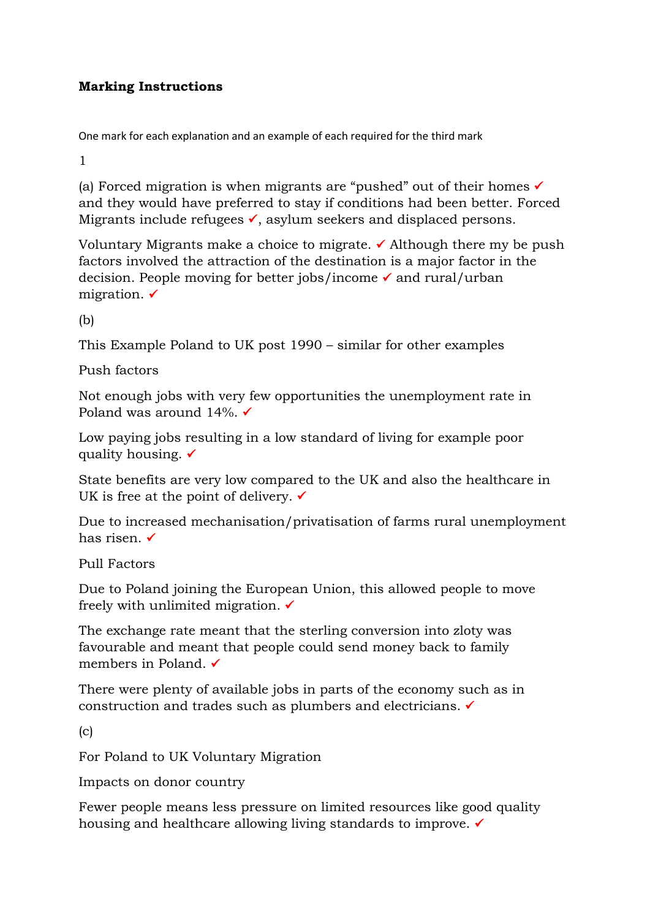**Marking Instructions**

One mark for each explanation and an example of each required for the third mark

1

(a) Forced migration is when migrants are “pushed” out of their homes ✓ and they would have preferred to stay if conditions had been better. Forced Migrants include refugees ✓, asylum seekers and displaced persons.

Voluntary Migrants make a choice to migrate. ✓ Although there my be push factors involved the attraction of the destination is a major factor in the decision. People moving for better jobs/income ✓ and rural/urban migration. ✓

(b)

This Example Poland to UK post 1990 – similar for other examples

Push factors

Not enough jobs with very few opportunities the unemployment rate in Poland was around 14%. ✓

Low paying jobs resulting in a low standard of living for example poor quality housing. ✓

State benefits are very low compared to the UK and also the healthcare in UK is free at the point of delivery. ✓

Due to increased mechanisation/privatisation of farms rural unemployment has risen. ✓

Pull Factors

Due to Poland joining the European Union, this allowed people to move freely with unlimited migration. ✓

The exchange rate meant that the sterling conversion into zloty was favourable and meant that people could send money back to family members in Poland. ✓

There were plenty of available jobs in parts of the economy such as in construction and trades such as plumbers and electricians. ✓

(c)

For Poland to UK Voluntary Migration

Impacts on donor country

Fewer people means less pressure on limited resources like good quality housing and healthcare allowing living standards to improve. ✓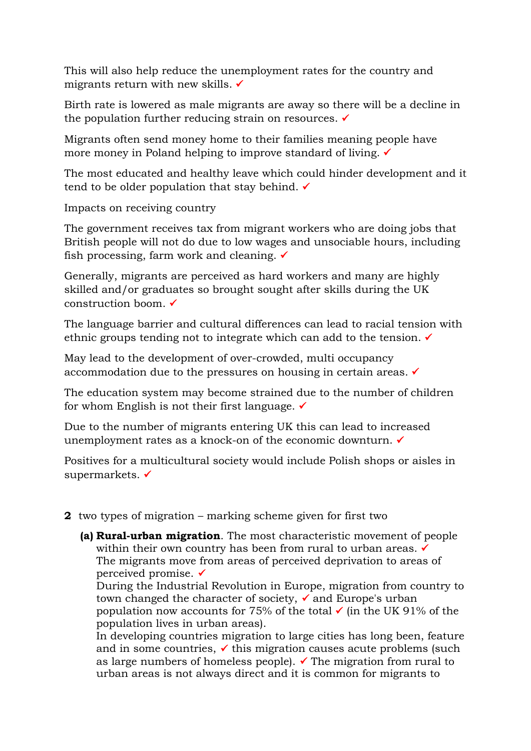This will also help reduce the unemployment rates for the country and migrants return with new skills. ✓

Birth rate is lowered as male migrants are away so there will be a decline in the population further reducing strain on resources. ✓

Migrants often send money home to their families meaning people have more money in Poland helping to improve standard of living. ✓

The most educated and healthy leave which could hinder development and it tend to be older population that stay behind. ✓

Impacts on receiving country

The government receives tax from migrant workers who are doing jobs that British people will not do due to low wages and unsociable hours, including fish processing, farm work and cleaning. ✓

Generally, migrants are perceived as hard workers and many are highly skilled and/or graduates so brought sought after skills during the UK construction boom. ✓

The language barrier and cultural differences can lead to racial tension with ethnic groups tending not to integrate which can add to the tension. ✓

May lead to the development of over-crowded, multi occupancy accommodation due to the pressures on housing in certain areas. ✓

The education system may become strained due to the number of children for whom English is not their first language. ✓

Due to the number of migrants entering UK this can lead to increased unemployment rates as a knock-on of the economic downturn. ✓

Positives for a multicultural society would include Polish shops or aisles in supermarkets. ✓

**2** two types of migration – marking scheme given for first two

**(a) Rural-urban migration**. The most characteristic movement of people within their own country has been from rural to urban areas. ✓ The migrants move from areas of perceived deprivation to areas of perceived promise. ✓ During the Industrial Revolution in Europe, migration from country to town changed the character of society, ✓ and Europe's urban population now accounts for 75% of the total ✓ (in the UK 91% of the population lives in urban areas). In developing countries migration to large cities has long been, feature and in some countries, ✓ this migration causes acute problems (such as large numbers of homeless people). ✓ The migration from rural to urban areas is not always direct and it is common for migrants to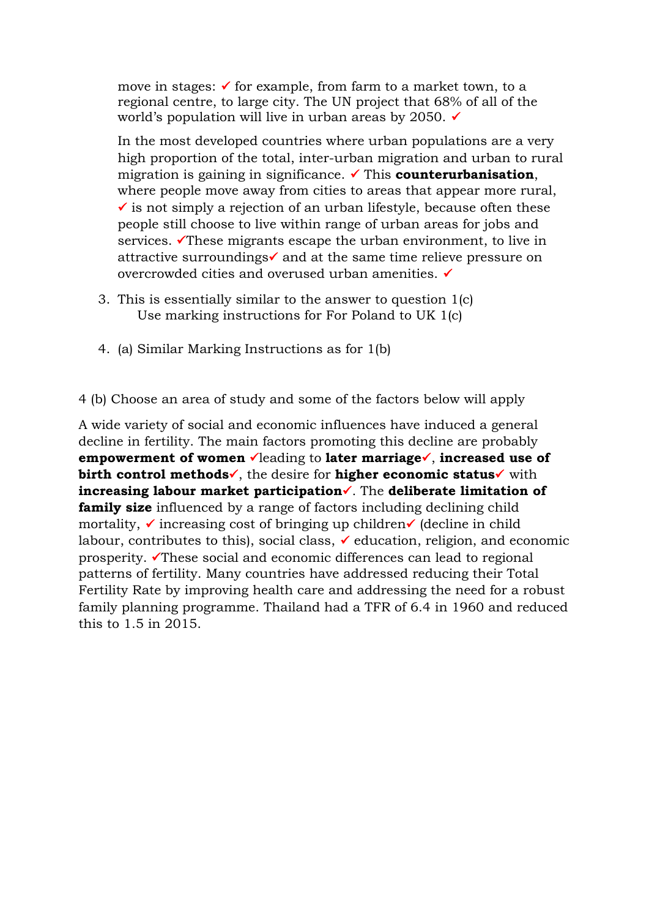move in stages: ✓ for example, from farm to a market town, to a regional centre, to large city. The UN project that 68% of all of the world's population will live in urban areas by 2050. ✓

In the most developed countries where urban populations are a very high proportion of the total, inter-urban migration and urban to rural migration is gaining in significance. ✓ This **counterurbanisation**, where people move away from cities to areas that appear more rural, ✓ is not simply a rejection of an urban lifestyle, because often these people still choose to live within range of urban areas for jobs and services. ✓These migrants escape the urban environment, to live in attractive surroundings✓ and at the same time relieve pressure on overcrowded cities and overused urban amenities. ✓

3. This is essentially similar to the answer to question 1(c)
   Use marking instructions for For Poland to UK 1(c)

4. (a) Similar Marking Instructions as for 1(b)

4 (b) Choose an area of study and some of the factors below will apply

A wide variety of social and economic influences have induced a general decline in fertility. The main factors promoting this decline are probably **empowerment of women** ✓leading to **later marriage**✓, **increased use of birth control methods**✓, the desire for **higher economic status**✓ with **increasing labour market participation**✓. The **deliberate limitation of family size** influenced by a range of factors including declining child mortality, ✓ increasing cost of bringing up children✓ (decline in child labour, contributes to this), social class, ✓ education, religion, and economic prosperity. ✓These social and economic differences can lead to regional patterns of fertility. Many countries have addressed reducing their Total Fertility Rate by improving health care and addressing the need for a robust family planning programme. Thailand had a TFR of 6.4 in 1960 and reduced this to 1.5 in 2015.